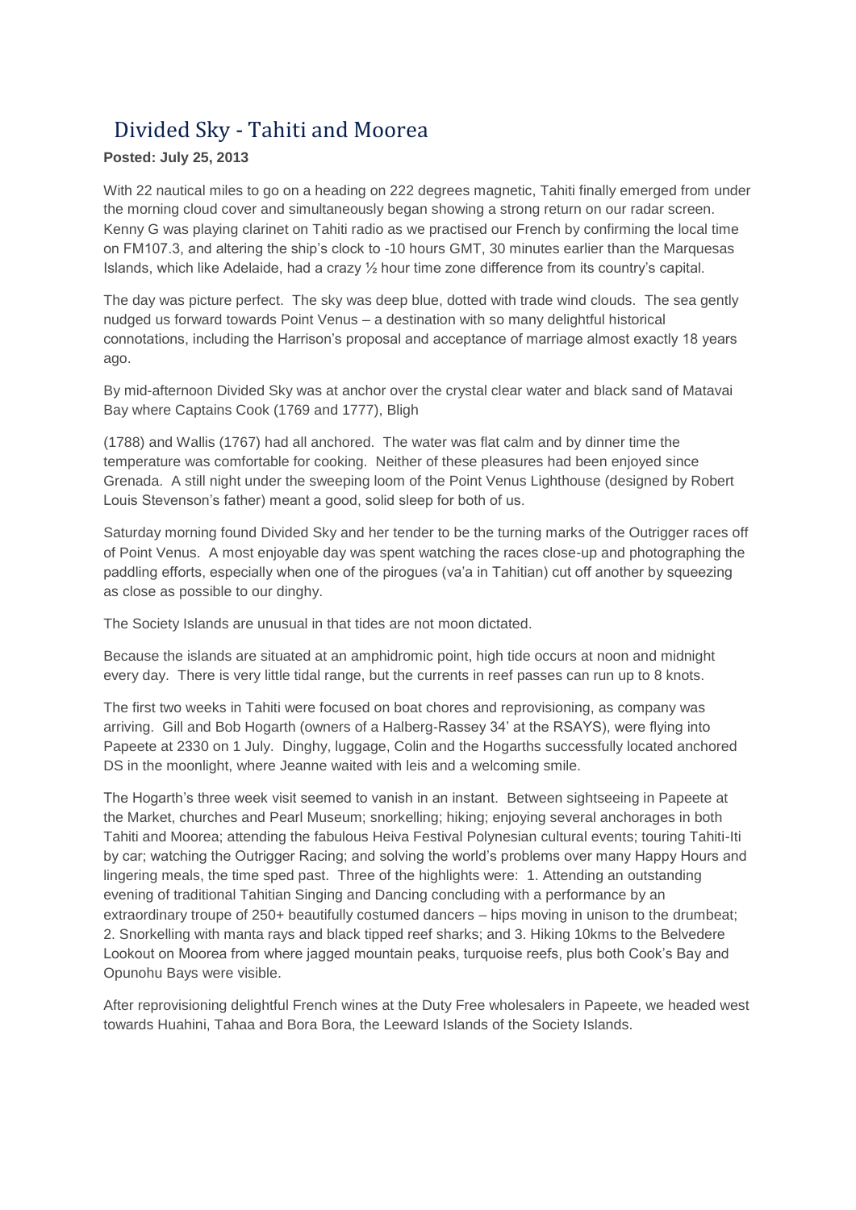# Divided Sky - Tahiti and Moorea

**Posted: July 25, 2013**

With 22 nautical miles to go on a heading on 222 degrees magnetic, Tahiti finally emerged from under the morning cloud cover and simultaneously began showing a strong return on our radar screen. Kenny G was playing clarinet on Tahiti radio as we practised our French by confirming the local time on FM107.3, and altering the ship's clock to -10 hours GMT, 30 minutes earlier than the Marquesas Islands, which like Adelaide, had a crazy ½ hour time zone difference from its country's capital.

The day was picture perfect. The sky was deep blue, dotted with trade wind clouds. The sea gently nudged us forward towards Point Venus – a destination with so many delightful historical connotations, including the Harrison's proposal and acceptance of marriage almost exactly 18 years ago.

By mid-afternoon Divided Sky was at anchor over the crystal clear water and black sand of Matavai Bay where Captains Cook (1769 and 1777), Bligh

(1788) and Wallis (1767) had all anchored. The water was flat calm and by dinner time the temperature was comfortable for cooking. Neither of these pleasures had been enjoyed since Grenada. A still night under the sweeping loom of the Point Venus Lighthouse (designed by Robert Louis Stevenson's father) meant a good, solid sleep for both of us.

Saturday morning found Divided Sky and her tender to be the turning marks of the Outrigger races off of Point Venus. A most enjoyable day was spent watching the races close-up and photographing the paddling efforts, especially when one of the pirogues (va'a in Tahitian) cut off another by squeezing as close as possible to our dinghy.

The Society Islands are unusual in that tides are not moon dictated.

Because the islands are situated at an amphidromic point, high tide occurs at noon and midnight every day. There is very little tidal range, but the currents in reef passes can run up to 8 knots.

The first two weeks in Tahiti were focused on boat chores and reprovisioning, as company was arriving. Gill and Bob Hogarth (owners of a Halberg-Rassey 34' at the RSAYS), were flying into Papeete at 2330 on 1 July. Dinghy, luggage, Colin and the Hogarths successfully located anchored DS in the moonlight, where Jeanne waited with leis and a welcoming smile.

The Hogarth's three week visit seemed to vanish in an instant. Between sightseeing in Papeete at the Market, churches and Pearl Museum; snorkelling; hiking; enjoying several anchorages in both Tahiti and Moorea; attending the fabulous Heiva Festival Polynesian cultural events; touring Tahiti-Iti by car; watching the Outrigger Racing; and solving the world's problems over many Happy Hours and lingering meals, the time sped past. Three of the highlights were: 1. Attending an outstanding evening of traditional Tahitian Singing and Dancing concluding with a performance by an extraordinary troupe of 250+ beautifully costumed dancers – hips moving in unison to the drumbeat; 2. Snorkelling with manta rays and black tipped reef sharks; and 3. Hiking 10kms to the Belvedere Lookout on Moorea from where jagged mountain peaks, turquoise reefs, plus both Cook's Bay and Opunohu Bays were visible.

After reprovisioning delightful French wines at the Duty Free wholesalers in Papeete, we headed west towards Huahini, Tahaa and Bora Bora, the Leeward Islands of the Society Islands.